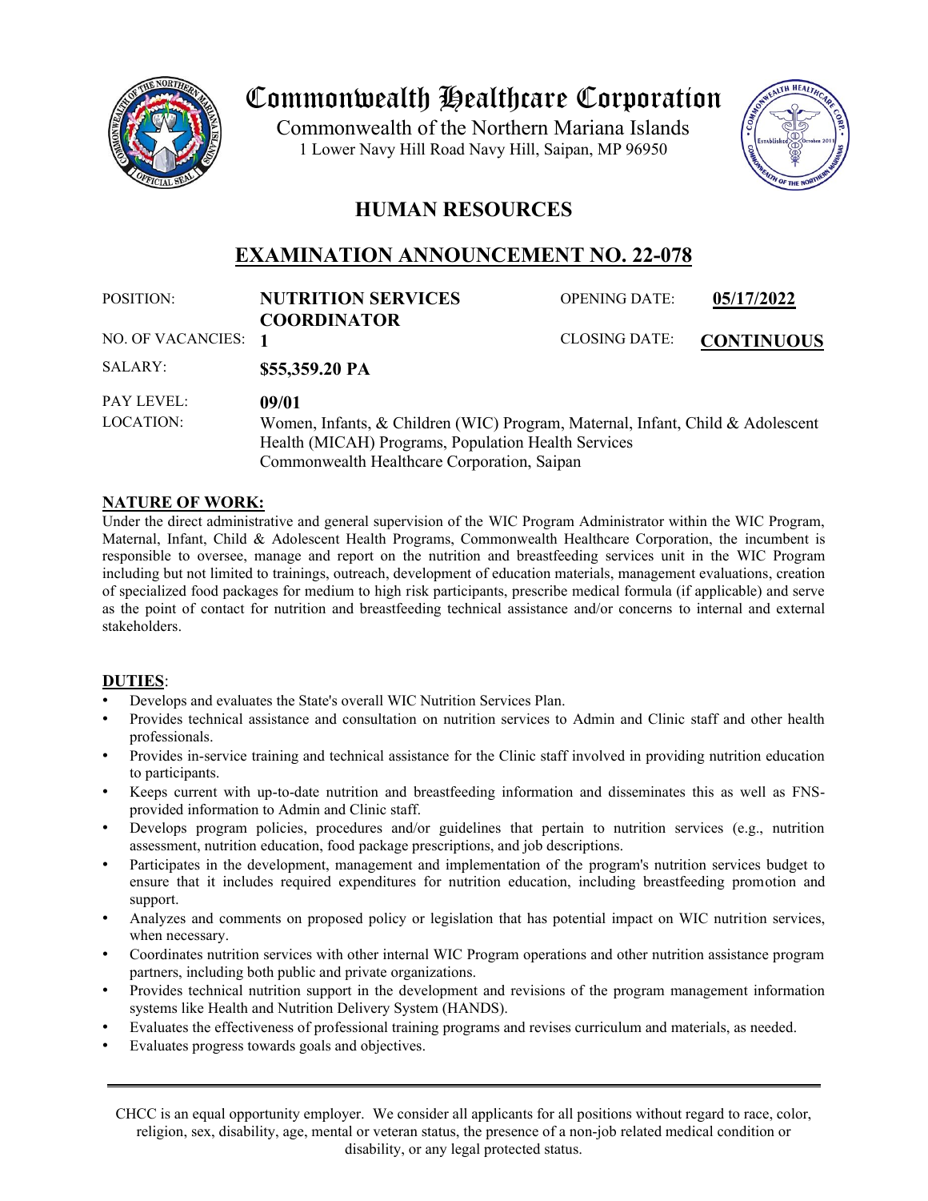# Commonwealth Healthcare Corporation

Commonwealth of the Northern Mariana Islands
1 Lower Navy Hill Road Navy Hill, Saipan, MP 96950

## HUMAN RESOURCES

## EXAMINATION ANNOUNCEMENT NO. 22-078

| | | | |
|---|---|---|---|
| POSITION: | **NUTRITION SERVICES COORDINATOR** | OPENING DATE: | **05/17/2022** |
| NO. OF VACANCIES: | **1** | CLOSING DATE: | **CONTINUOUS** |
| SALARY: | **$55,359.20 PA** | | |
| PAY LEVEL: | **09/01** | | |
| LOCATION: | Women, Infants, & Children (WIC) Program, Maternal, Infant, Child & Adolescent Health (MICAH) Programs, Population Health Services<br>Commonwealth Healthcare Corporation, Saipan | | |

### NATURE OF WORK:

Under the direct administrative and general supervision of the WIC Program Administrator within the WIC Program, Maternal, Infant, Child & Adolescent Health Programs, Commonwealth Healthcare Corporation, the incumbent is responsible to oversee, manage and report on the nutrition and breastfeeding services unit in the WIC Program including but not limited to trainings, outreach, development of education materials, management evaluations, creation of specialized food packages for medium to high risk participants, prescribe medical formula (if applicable) and serve as the point of contact for nutrition and breastfeeding technical assistance and/or concerns to internal and external stakeholders.

### DUTIES:

- Develops and evaluates the State's overall WIC Nutrition Services Plan.
- Provides technical assistance and consultation on nutrition services to Admin and Clinic staff and other health professionals.
- Provides in-service training and technical assistance for the Clinic staff involved in providing nutrition education to participants.
- Keeps current with up-to-date nutrition and breastfeeding information and disseminates this as well as FNS-provided information to Admin and Clinic staff.
- Develops program policies, procedures and/or guidelines that pertain to nutrition services (e.g., nutrition assessment, nutrition education, food package prescriptions, and job descriptions.
- Participates in the development, management and implementation of the program's nutrition services budget to ensure that it includes required expenditures for nutrition education, including breastfeeding promotion and support.
- Analyzes and comments on proposed policy or legislation that has potential impact on WIC nutrition services, when necessary.
- Coordinates nutrition services with other internal WIC Program operations and other nutrition assistance program partners, including both public and private organizations.
- Provides technical nutrition support in the development and revisions of the program management information systems like Health and Nutrition Delivery System (HANDS).
- Evaluates the effectiveness of professional training programs and revises curriculum and materials, as needed.
- Evaluates progress towards goals and objectives.

---

CHCC is an equal opportunity employer. We consider all applicants for all positions without regard to race, color, religion, sex, disability, age, mental or veteran status, the presence of a non-job related medical condition or disability, or any legal protected status.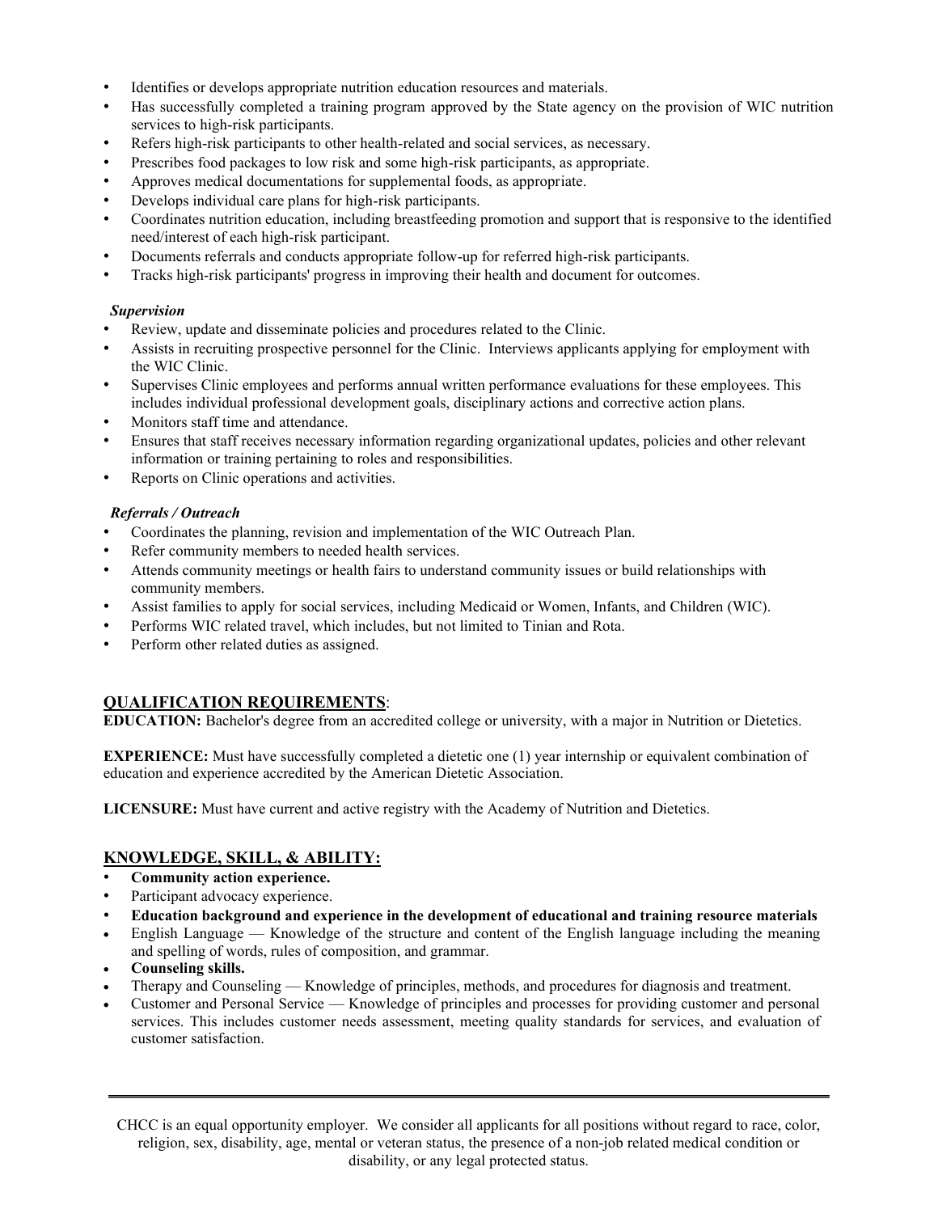- Identifies or develops appropriate nutrition education resources and materials.
- Has successfully completed a training program approved by the State agency on the provision of WIC nutrition services to high-risk participants.
- Refers high-risk participants to other health-related and social services, as necessary.
- Prescribes food packages to low risk and some high-risk participants, as appropriate.
- Approves medical documentations for supplemental foods, as appropriate.
- Develops individual care plans for high-risk participants.
- Coordinates nutrition education, including breastfeeding promotion and support that is responsive to the identified need/interest of each high-risk participant.
- Documents referrals and conducts appropriate follow-up for referred high-risk participants.
- Tracks high-risk participants' progress in improving their health and document for outcomes.

***Supervision***

- Review, update and disseminate policies and procedures related to the Clinic.
- Assists in recruiting prospective personnel for the Clinic. Interviews applicants applying for employment with the WIC Clinic.
- Supervises Clinic employees and performs annual written performance evaluations for these employees. This includes individual professional development goals, disciplinary actions and corrective action plans.
- Monitors staff time and attendance.
- Ensures that staff receives necessary information regarding organizational updates, policies and other relevant information or training pertaining to roles and responsibilities.
- Reports on Clinic operations and activities.

***Referrals / Outreach***

- Coordinates the planning, revision and implementation of the WIC Outreach Plan.
- Refer community members to needed health services.
- Attends community meetings or health fairs to understand community issues or build relationships with community members.
- Assist families to apply for social services, including Medicaid or Women, Infants, and Children (WIC).
- Performs WIC related travel, which includes, but not limited to Tinian and Rota.
- Perform other related duties as assigned.

## QUALIFICATION REQUIREMENTS:

**EDUCATION:** Bachelor's degree from an accredited college or university, with a major in Nutrition or Dietetics.

**EXPERIENCE:** Must have successfully completed a dietetic one (1) year internship or equivalent combination of education and experience accredited by the American Dietetic Association.

**LICENSURE:** Must have current and active registry with the Academy of Nutrition and Dietetics.

## KNOWLEDGE, SKILL, & ABILITY:

- **Community action experience.**
- Participant advocacy experience.
- **Education background and experience in the development of educational and training resource materials**
- English Language — Knowledge of the structure and content of the English language including the meaning and spelling of words, rules of composition, and grammar.
- **Counseling skills.**
- Therapy and Counseling — Knowledge of principles, methods, and procedures for diagnosis and treatment.
- Customer and Personal Service — Knowledge of principles and processes for providing customer and personal services. This includes customer needs assessment, meeting quality standards for services, and evaluation of customer satisfaction.

---

CHCC is an equal opportunity employer. We consider all applicants for all positions without regard to race, color, religion, sex, disability, age, mental or veteran status, the presence of a non-job related medical condition or disability, or any legal protected status.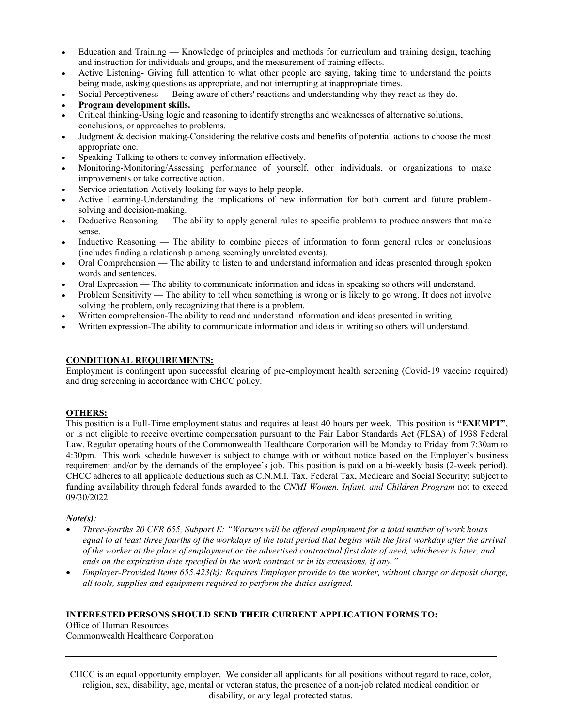- Education and Training — Knowledge of principles and methods for curriculum and training design, teaching and instruction for individuals and groups, and the measurement of training effects.
- Active Listening- Giving full attention to what other people are saying, taking time to understand the points being made, asking questions as appropriate, and not interrupting at inappropriate times.
- Social Perceptiveness — Being aware of others' reactions and understanding why they react as they do.
- **Program development skills.**
- Critical thinking-Using logic and reasoning to identify strengths and weaknesses of alternative solutions, conclusions, or approaches to problems.
- Judgment & decision making-Considering the relative costs and benefits of potential actions to choose the most appropriate one.
- Speaking-Talking to others to convey information effectively.
- Monitoring-Monitoring/Assessing performance of yourself, other individuals, or organizations to make improvements or take corrective action.
- Service orientation-Actively looking for ways to help people.
- Active Learning-Understanding the implications of new information for both current and future problem-solving and decision-making.
- Deductive Reasoning — The ability to apply general rules to specific problems to produce answers that make sense.
- Inductive Reasoning — The ability to combine pieces of information to form general rules or conclusions (includes finding a relationship among seemingly unrelated events).
- Oral Comprehension — The ability to listen to and understand information and ideas presented through spoken words and sentences.
- Oral Expression — The ability to communicate information and ideas in speaking so others will understand.
- Problem Sensitivity — The ability to tell when something is wrong or is likely to go wrong. It does not involve solving the problem, only recognizing that there is a problem.
- Written comprehension-The ability to read and understand information and ideas presented in writing.
- Written expression-The ability to communicate information and ideas in writing so others will understand.

**CONDITIONAL REQUIREMENTS:**

Employment is contingent upon successful clearing of pre-employment health screening (Covid-19 vaccine required) and drug screening in accordance with CHCC policy.

**OTHERS:**

This position is a Full-Time employment status and requires at least 40 hours per week. This position is **"EXEMPT"**, or is not eligible to receive overtime compensation pursuant to the Fair Labor Standards Act (FLSA) of 1938 Federal Law. Regular operating hours of the Commonwealth Healthcare Corporation will be Monday to Friday from 7:30am to 4:30pm. This work schedule however is subject to change with or without notice based on the Employer's business requirement and/or by the demands of the employee's job. This position is paid on a bi-weekly basis (2-week period). CHCC adheres to all applicable deductions such as C.N.M.I. Tax, Federal Tax, Medicare and Social Security; subject to funding availability through federal funds awarded to the *CNMI Women, Infant, and Children Program* not to exceed 09/30/2022.

***Note(s):***

- *Three-fourths 20 CFR 655, Subpart E: "Workers will be offered employment for a total number of work hours equal to at least three fourths of the workdays of the total period that begins with the first workday after the arrival of the worker at the place of employment or the advertised contractual first date of need, whichever is later, and ends on the expiration date specified in the work contract or in its extensions, if any."*
- *Employer-Provided Items 655.423(k): Requires Employer provide to the worker, without charge or deposit charge, all tools, supplies and equipment required to perform the duties assigned.*

**INTERESTED PERSONS SHOULD SEND THEIR CURRENT APPLICATION FORMS TO:**

Office of Human Resources
Commonwealth Healthcare Corporation

---

CHCC is an equal opportunity employer. We consider all applicants for all positions without regard to race, color, religion, sex, disability, age, mental or veteran status, the presence of a non-job related medical condition or disability, or any legal protected status.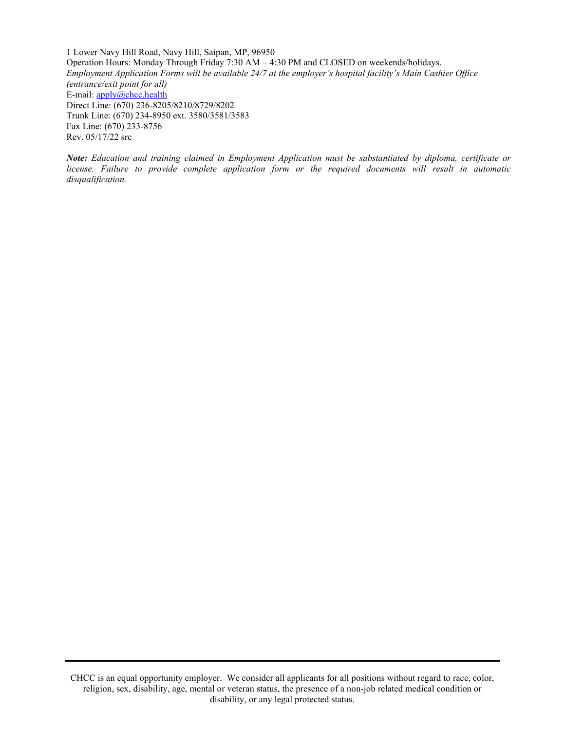1 Lower Navy Hill Road, Navy Hill, Saipan, MP, 96950
Operation Hours: Monday Through Friday 7:30 AM – 4:30 PM and CLOSED on weekends/holidays.
*Employment Application Forms will be available 24/7 at the employer's hospital facility's Main Cashier Office (entrance/exit point for all)*
E-mail: apply@chcc.health
Direct Line: (670) 236-8205/8210/8729/8202
Trunk Line: (670) 234-8950 ext. 3580/3581/3583
Fax Line: (670) 233-8756
Rev. 05/17/22 src

***Note:*** *Education and training claimed in Employment Application must be substantiated by diploma, certificate or license. Failure to provide complete application form or the required documents will result in automatic disqualification.*

---

CHCC is an equal opportunity employer. We consider all applicants for all positions without regard to race, color, religion, sex, disability, age, mental or veteran status, the presence of a non-job related medical condition or disability, or any legal protected status.